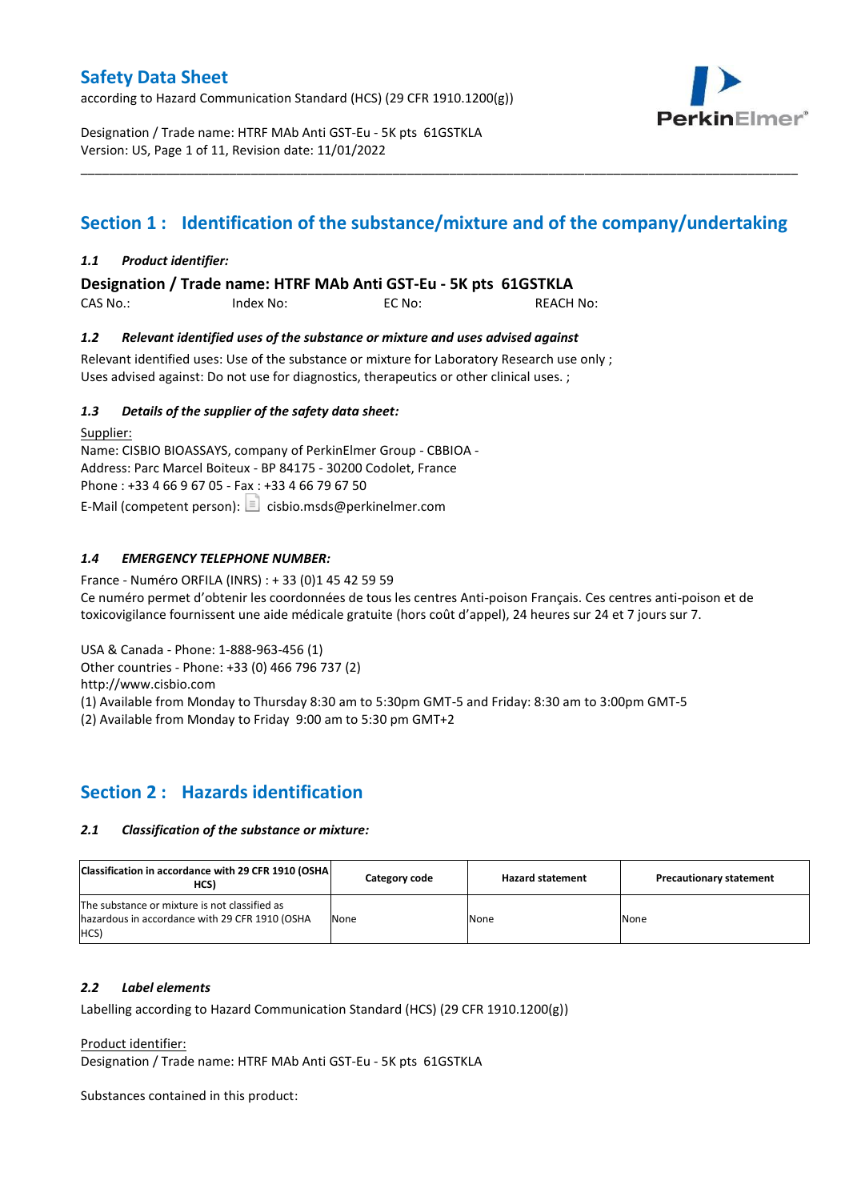# Safety Data Sheet

according to Hazard Communication Standard (HCS) (29 CFR 1910.1200(g))

Designation / Trade name: HTRF MAb Anti GST-Eu - 5K pts 61GSTKLA
Version: US, Page 1 of 11, Revision date: 11/01/2022

---

## Section 1 : Identification of the substance/mixture and of the company/undertaking

### *1.1 Product identifier:*

**Designation / Trade name: HTRF MAb Anti GST-Eu - 5K pts 61GSTKLA**

CAS No.: Index No: EC No: REACH No:

### *1.2 Relevant identified uses of the substance or mixture and uses advised against*

Relevant identified uses: Use of the substance or mixture for Laboratory Research use only ;
Uses advised against: Do not use for diagnostics, therapeutics or other clinical uses. ;

### *1.3 Details of the supplier of the safety data sheet:*

Supplier:
Name: CISBIO BIOASSAYS, company of PerkinElmer Group - CBBIOA -
Address: Parc Marcel Boiteux - BP 84175 - 30200 Codolet, France
Phone : +33 4 66 9 67 05 - Fax : +33 4 66 79 67 50
E-Mail (competent person): cisbio.msds@perkinelmer.com

### *1.4 EMERGENCY TELEPHONE NUMBER:*

France - Numéro ORFILA (INRS) : + 33 (0)1 45 42 59 59
Ce numéro permet d'obtenir les coordonnées de tous les centres Anti-poison Français. Ces centres anti-poison et de toxicovigilance fournissent une aide médicale gratuite (hors coût d'appel), 24 heures sur 24 et 7 jours sur 7.

USA & Canada - Phone: 1-888-963-456 (1)
Other countries - Phone: +33 (0) 466 796 737 (2)
http://www.cisbio.com
(1) Available from Monday to Thursday 8:30 am to 5:30pm GMT-5 and Friday: 8:30 am to 3:00pm GMT-5
(2) Available from Monday to Friday 9:00 am to 5:30 pm GMT+2

## Section 2 : Hazards identification

### *2.1 Classification of the substance or mixture:*

| Classification in accordance with 29 CFR 1910 (OSHA HCS) | Category code | Hazard statement | Precautionary statement |
|---|---|---|---|
| The substance or mixture is not classified as hazardous in accordance with 29 CFR 1910 (OSHA HCS) | None | None | None |

### *2.2 Label elements*

Labelling according to Hazard Communication Standard (HCS) (29 CFR 1910.1200(g))

Product identifier:
Designation / Trade name: HTRF MAb Anti GST-Eu - 5K pts 61GSTKLA

Substances contained in this product: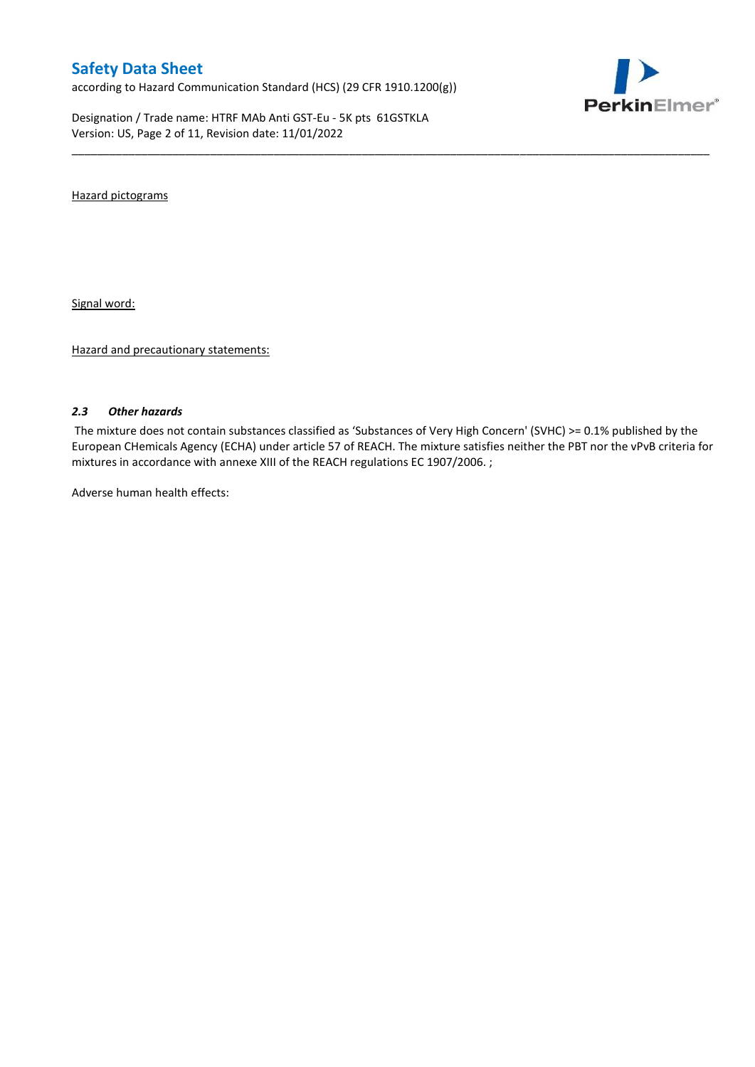Hazard pictograms

Signal word:

Hazard and precautionary statements:

### *2.3 Other hazards*

The mixture does not contain substances classified as 'Substances of Very High Concern' (SVHC) >= 0.1% published by the European CHemicals Agency (ECHA) under article 57 of REACH. The mixture satisfies neither the PBT nor the vPvB criteria for mixtures in accordance with annexe XIII of the REACH regulations EC 1907/2006. ;

Adverse human health effects: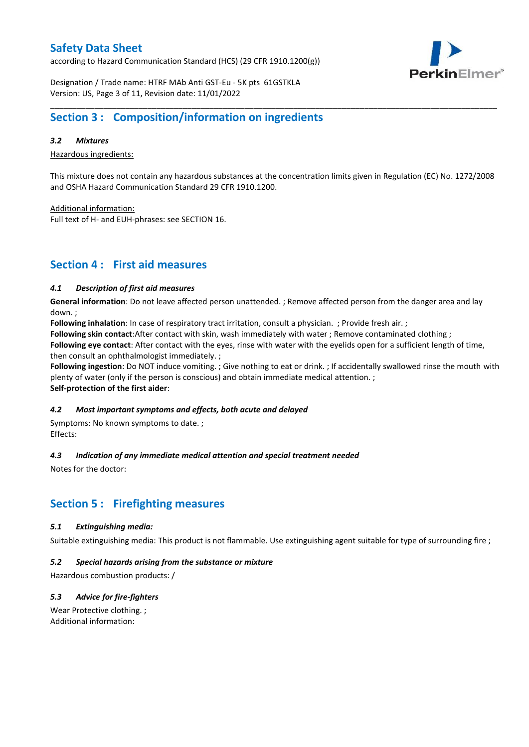## Section 3 : Composition/information on ingredients

### *3.2 Mixtures*

Hazardous ingredients:

This mixture does not contain any hazardous substances at the concentration limits given in Regulation (EC) No. 1272/2008 and OSHA Hazard Communication Standard 29 CFR 1910.1200.

Additional information:
Full text of H- and EUH-phrases: see SECTION 16.

## Section 4 : First aid measures

### *4.1 Description of first aid measures*

**General information**: Do not leave affected person unattended. ; Remove affected person from the danger area and lay down. ;
**Following inhalation**: In case of respiratory tract irritation, consult a physician. ; Provide fresh air. ;
**Following skin contact**:After contact with skin, wash immediately with water ; Remove contaminated clothing ;
**Following eye contact**: After contact with the eyes, rinse with water with the eyelids open for a sufficient length of time, then consult an ophthalmologist immediately. ;
**Following ingestion**: Do NOT induce vomiting. ; Give nothing to eat or drink. ; If accidentally swallowed rinse the mouth with plenty of water (only if the person is conscious) and obtain immediate medical attention. ;
**Self-protection of the first aider**:

### *4.2 Most important symptoms and effects, both acute and delayed*

Symptoms: No known symptoms to date. ;
Effects:

### *4.3 Indication of any immediate medical attention and special treatment needed*

Notes for the doctor:

## Section 5 : Firefighting measures

### *5.1 Extinguishing media:*

Suitable extinguishing media: This product is not flammable. Use extinguishing agent suitable for type of surrounding fire ;

### *5.2 Special hazards arising from the substance or mixture*

Hazardous combustion products: /

### *5.3 Advice for fire-fighters*

Wear Protective clothing. ;
Additional information: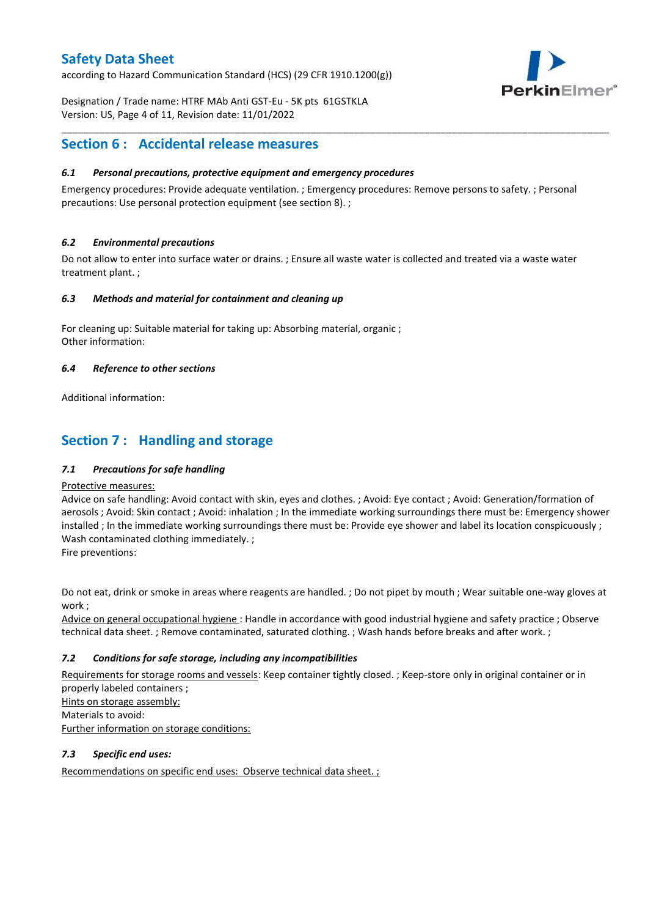## Section 6 : Accidental release measures

### *6.1 Personal precautions, protective equipment and emergency procedures*

Emergency procedures: Provide adequate ventilation. ; Emergency procedures: Remove persons to safety. ; Personal precautions: Use personal protection equipment (see section 8). ;

### *6.2 Environmental precautions*

Do not allow to enter into surface water or drains. ; Ensure all waste water is collected and treated via a waste water treatment plant. ;

### *6.3 Methods and material for containment and cleaning up*

For cleaning up: Suitable material for taking up: Absorbing material, organic ;
Other information:

### *6.4 Reference to other sections*

Additional information:

## Section 7 : Handling and storage

### *7.1 Precautions for safe handling*

Protective measures:
Advice on safe handling: Avoid contact with skin, eyes and clothes. ; Avoid: Eye contact ; Avoid: Generation/formation of aerosols ; Avoid: Skin contact ; Avoid: inhalation ; In the immediate working surroundings there must be: Emergency shower installed ; In the immediate working surroundings there must be: Provide eye shower and label its location conspicuously ; Wash contaminated clothing immediately. ;
Fire preventions:

Do not eat, drink or smoke in areas where reagents are handled. ; Do not pipet by mouth ; Wear suitable one-way gloves at work ;
Advice on general occupational hygiene : Handle in accordance with good industrial hygiene and safety practice ; Observe technical data sheet. ; Remove contaminated, saturated clothing. ; Wash hands before breaks and after work. ;

### *7.2 Conditions for safe storage, including any incompatibilities*

Requirements for storage rooms and vessels: Keep container tightly closed. ; Keep-store only in original container or in properly labeled containers ;
Hints on storage assembly:
Materials to avoid:
Further information on storage conditions:

### *7.3 Specific end uses:*

Recommendations on specific end uses: Observe technical data sheet. ;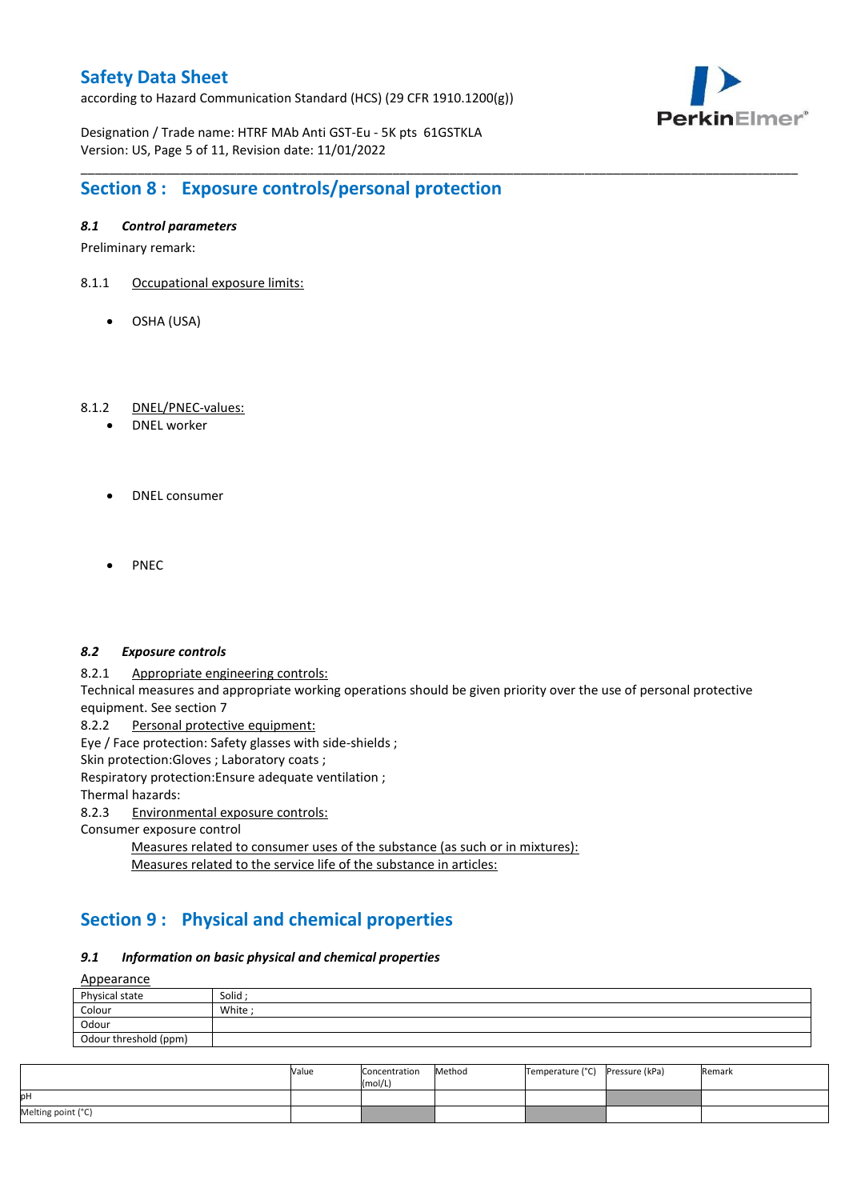## Section 8 : Exposure controls/personal protection

### *8.1 Control parameters*

Preliminary remark:

8.1.1 Occupational exposure limits:

- OSHA (USA)

8.1.2 DNEL/PNEC-values:

- DNEL worker
- DNEL consumer
- PNEC

### *8.2 Exposure controls*

8.2.1 Appropriate engineering controls:

Technical measures and appropriate working operations should be given priority over the use of personal protective equipment. See section 7

8.2.2 Personal protective equipment:

Eye / Face protection: Safety glasses with side-shields ;
Skin protection:Gloves ; Laboratory coats ;
Respiratory protection:Ensure adequate ventilation ;
Thermal hazards:

8.2.3 Environmental exposure controls:

Consumer exposure control

Measures related to consumer uses of the substance (as such or in mixtures):
Measures related to the service life of the substance in articles:

## Section 9 : Physical and chemical properties

### *9.1 Information on basic physical and chemical properties*

Appearance

| | |
|---|---|
| Physical state | Solid ; |
| Colour | White ; |
| Odour | |
| Odour threshold (ppm) | |

| | Value | Concentration (mol/L) | Method | Temperature (°C) | Pressure (kPa) | Remark |
|---|---|---|---|---|---|---|
| pH | | | | | | |
| Melting point (°C) | | | | | | |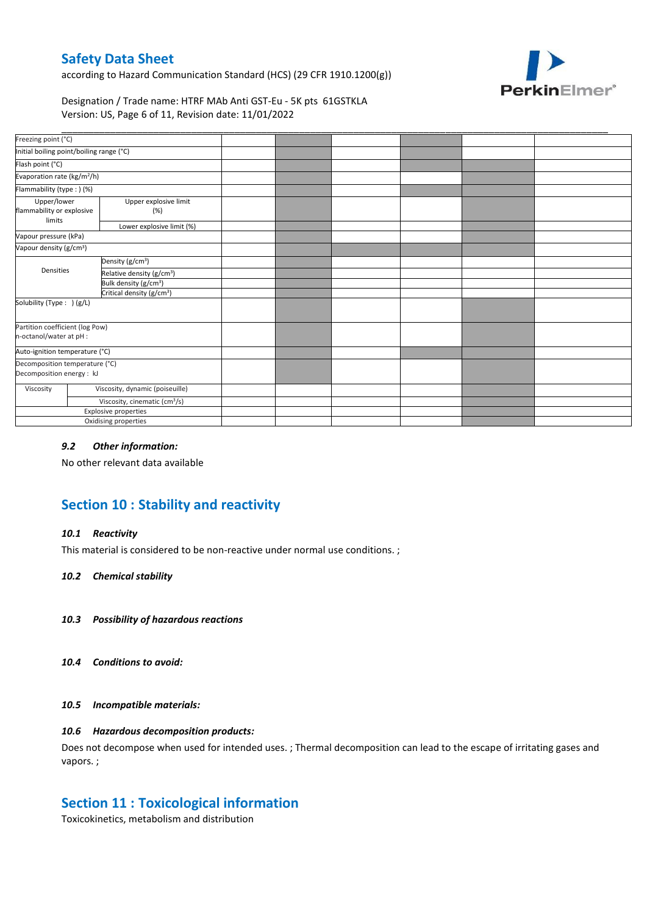| | | | | | | | |
|---|---|---|---|---|---|---|---|
| Freezing point (°C) | | | | | | | |
| Initial boiling point/boiling range (°C) | | | | | | | |
| Flash point (°C) | | | | | | | |
| Evaporation rate (kg/m²/h) | | | | | | | |
| Flammability (type : ) (%) | | | | | | | |
| Upper/lower flammability or explosive limits | Upper explosive limit (%) | | | | | | |
| | Lower explosive limit (%) | | | | | | |
| Vapour pressure (kPa) | | | | | | | |
| Vapour density (g/cm³) | | | | | | | |
| Densities | Density (g/cm³) | | | | | | |
| | Relative density (g/cm³) | | | | | | |
| | Bulk density (g/cm³) | | | | | | |
| | Critical density (g/cm³) | | | | | | |
| Solubility (Type : ) (g/L) | | | | | | | |
| Partition coefficient (log Pow) n-octanol/water at pH : | | | | | | | |
| Auto-ignition temperature (°C) | | | | | | | |
| Decomposition temperature (°C) Decomposition energy : kJ | | | | | | | |
| Viscosity | Viscosity, dynamic (poiseuille) | | | | | | |
| | Viscosity, cinematic (cm³/s) | | | | | | |
| Explosive properties | | | | | | | |
| Oxidising properties | | | | | | | |

### *9.2 Other information:*

No other relevant data available

## Section 10 : Stability and reactivity

### *10.1 Reactivity*

This material is considered to be non-reactive under normal use conditions. ;

### *10.2 Chemical stability*

### *10.3 Possibility of hazardous reactions*

### *10.4 Conditions to avoid:*

### *10.5 Incompatible materials:*

### *10.6 Hazardous decomposition products:*

Does not decompose when used for intended uses. ; Thermal decomposition can lead to the escape of irritating gases and vapors. ;

## Section 11 : Toxicological information

Toxicokinetics, metabolism and distribution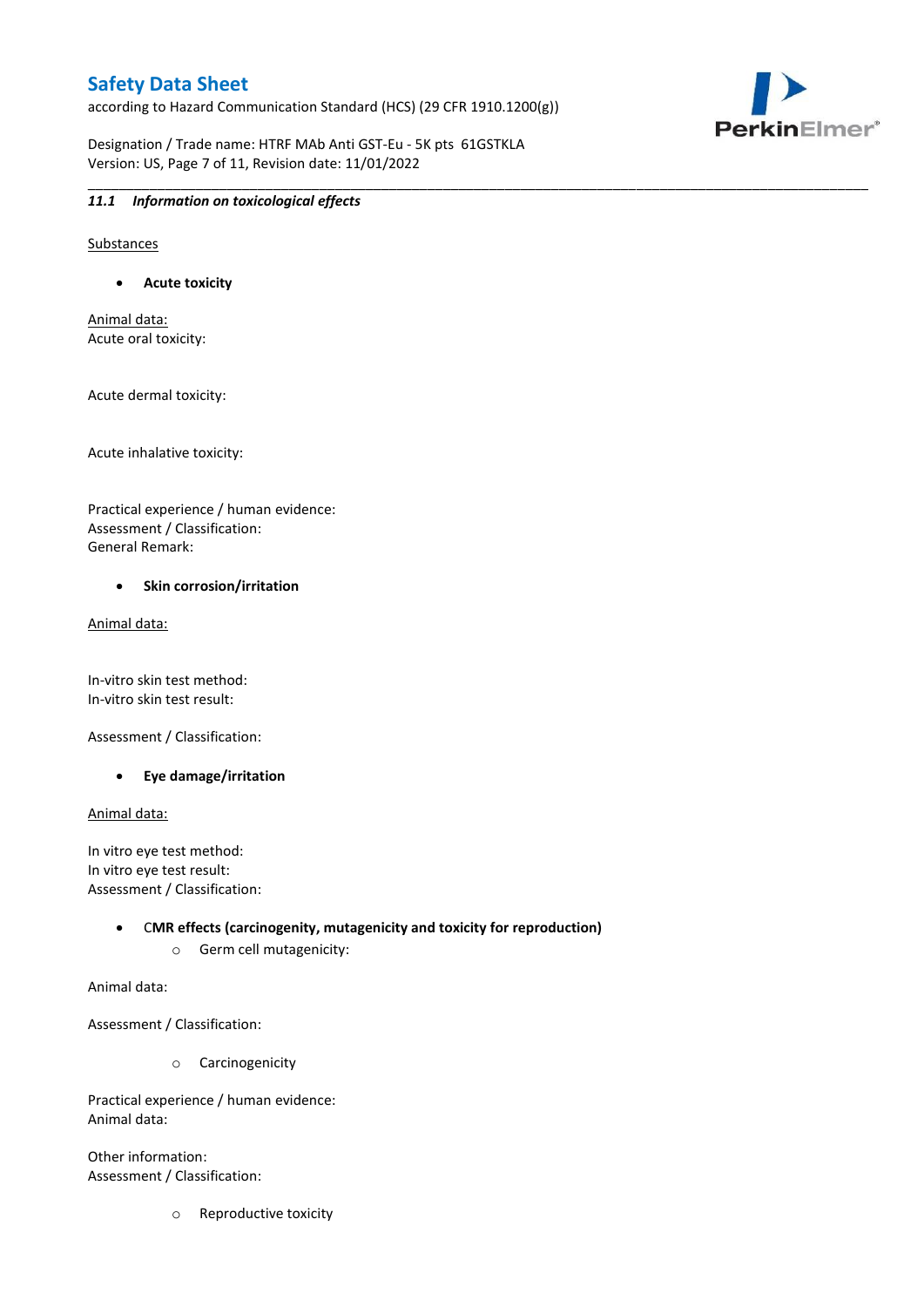### 11.1 *Information on toxicological effects*

Substances

- **Acute toxicity**

Animal data:
Acute oral toxicity:

Acute dermal toxicity:

Acute inhalative toxicity:

Practical experience / human evidence:
Assessment / Classification:
General Remark:

- **Skin corrosion/irritation**

Animal data:

In-vitro skin test method:
In-vitro skin test result:

Assessment / Classification:

- **Eye damage/irritation**

Animal data:

In vitro eye test method:
In vitro eye test result:
Assessment / Classification:

- **CMR effects (carcinogenity, mutagenicity and toxicity for reproduction)**
    - Germ cell mutagenicity:

Animal data:

Assessment / Classification:

- Carcinogenicity

Practical experience / human evidence:
Animal data:

Other information:
Assessment / Classification:

- Reproductive toxicity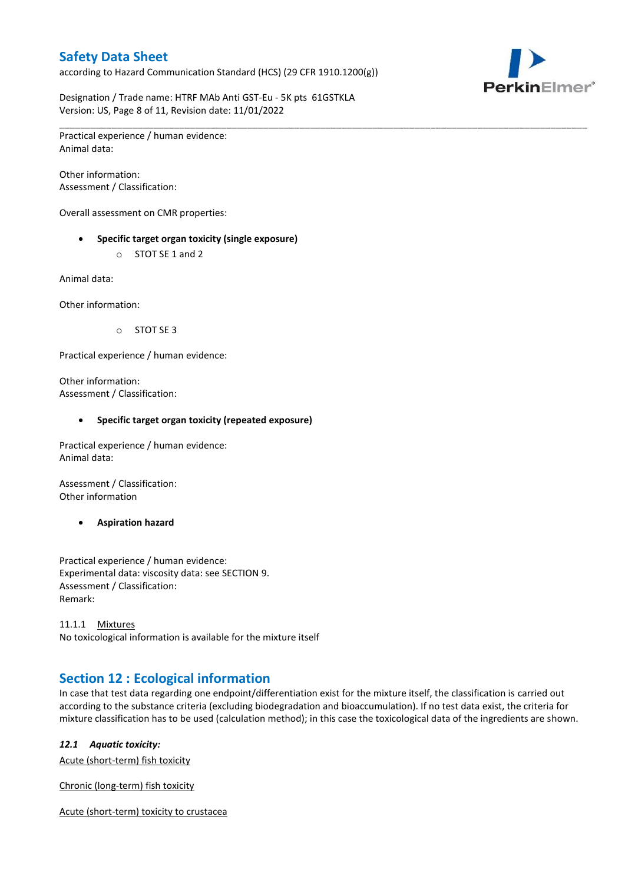Practical experience / human evidence:
Animal data:

Other information:
Assessment / Classification:

Overall assessment on CMR properties:

- **Specific target organ toxicity (single exposure)**
    - STOT SE 1 and 2

Animal data:

Other information:

- STOT SE 3

Practical experience / human evidence:

Other information:
Assessment / Classification:

- **Specific target organ toxicity (repeated exposure)**

Practical experience / human evidence:
Animal data:

Assessment / Classification:
Other information

- **Aspiration hazard**

Practical experience / human evidence:
Experimental data: viscosity data: see SECTION 9.
Assessment / Classification:
Remark:

11.1.1 Mixtures
No toxicological information is available for the mixture itself

## Section 12 : Ecological information

In case that test data regarding one endpoint/differentiation exist for the mixture itself, the classification is carried out according to the substance criteria (excluding biodegradation and bioaccumulation). If no test data exist, the criteria for mixture classification has to be used (calculation method); in this case the toxicological data of the ingredients are shown.

### *12.1 Aquatic toxicity:*

Acute (short-term) fish toxicity

Chronic (long-term) fish toxicity

Acute (short-term) toxicity to crustacea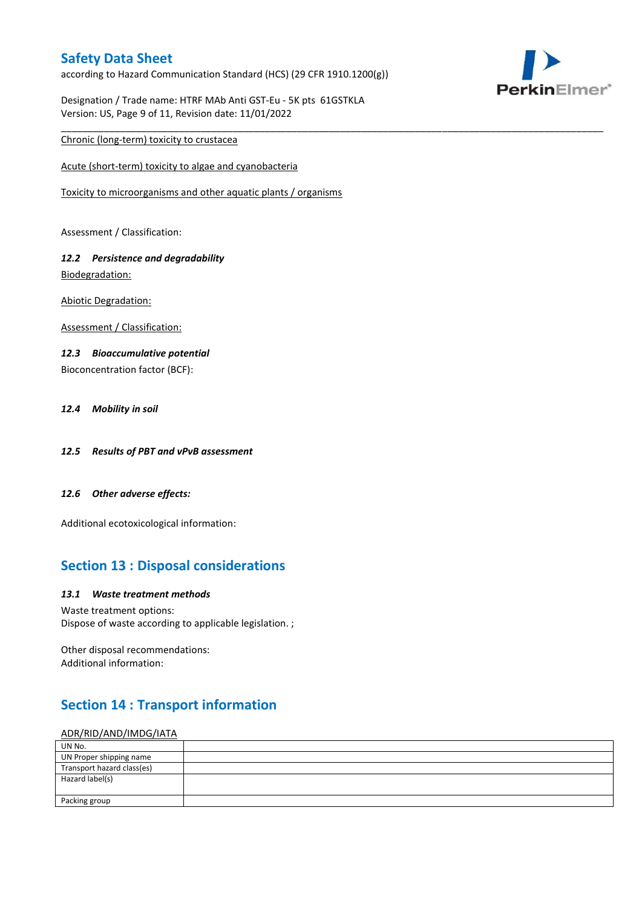Chronic (long-term) toxicity to crustacea

Acute (short-term) toxicity to algae and cyanobacteria

Toxicity to microorganisms and other aquatic plants / organisms

Assessment / Classification:

### *12.2 Persistence and degradability*

Biodegradation:

Abiotic Degradation:

Assessment / Classification:

### *12.3 Bioaccumulative potential*

Bioconcentration factor (BCF):

### *12.4 Mobility in soil*

### *12.5 Results of PBT and vPvB assessment*

### *12.6 Other adverse effects:*

Additional ecotoxicological information:

## Section 13 : Disposal considerations

### *13.1 Waste treatment methods*

Waste treatment options:
Dispose of waste according to applicable legislation. ;

Other disposal recommendations:
Additional information:

## Section 14 : Transport information

ADR/RID/AND/IMDG/IATA

| | |
|---|---|
| UN No. | |
| UN Proper shipping name | |
| Transport hazard class(es) | |
| Hazard label(s) | |
| Packing group | |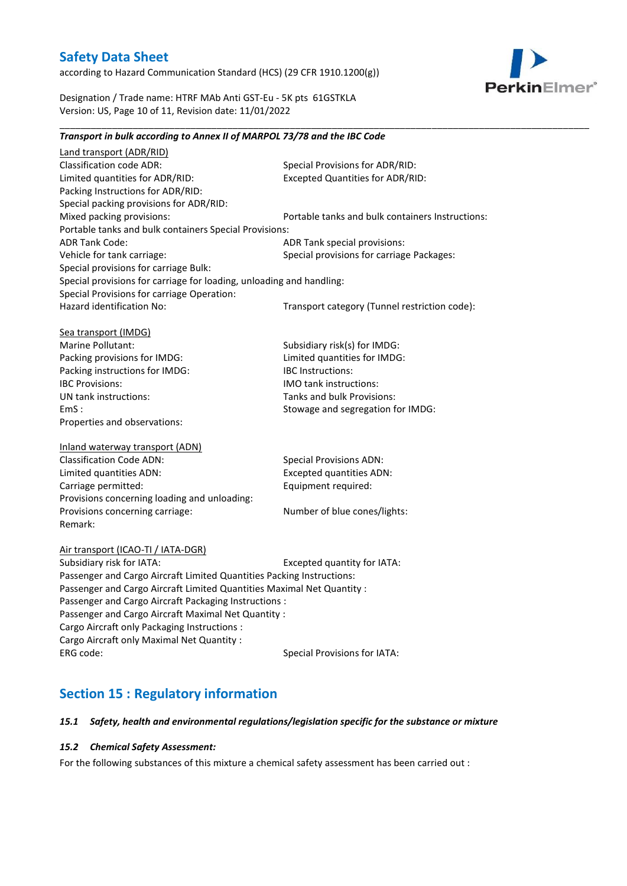***Transport in bulk according to Annex II of MARPOL 73/78 and the IBC Code***

Land transport (ADR/RID)

Classification code ADR:

Special Provisions for ADR/RID:

Limited quantities for ADR/RID:

Excepted Quantities for ADR/RID:

Packing Instructions for ADR/RID:

Special packing provisions for ADR/RID:

Mixed packing provisions:

Portable tanks and bulk containers Instructions:

Portable tanks and bulk containers Special Provisions:

ADR Tank Code:

ADR Tank special provisions:

Vehicle for tank carriage:

Special provisions for carriage Packages:

Special provisions for carriage Bulk:

Special provisions for carriage for loading, unloading and handling:

Special Provisions for carriage Operation:

Hazard identification No:

Transport category (Tunnel restriction code):

Sea transport (IMDG)

Marine Pollutant:

Subsidiary risk(s) for IMDG:

Packing provisions for IMDG:

Limited quantities for IMDG:

Packing instructions for IMDG:

IBC Instructions:

IBC Provisions:

IMO tank instructions:

UN tank instructions:

Tanks and bulk Provisions:

EmS :

Stowage and segregation for IMDG:

Properties and observations:

Inland waterway transport (ADN)

Classification Code ADN:

Special Provisions ADN:

Limited quantities ADN:

Excepted quantities ADN:

Carriage permitted:

Equipment required:

Provisions concerning loading and unloading:

Provisions concerning carriage:

Number of blue cones/lights:

Remark:

Air transport (ICAO-TI / IATA-DGR)

Subsidiary risk for IATA:

Excepted quantity for IATA:

Passenger and Cargo Aircraft Limited Quantities Packing Instructions:

Passenger and Cargo Aircraft Limited Quantities Maximal Net Quantity :

Passenger and Cargo Aircraft Packaging Instructions :

Passenger and Cargo Aircraft Maximal Net Quantity :

Cargo Aircraft only Packaging Instructions :

Cargo Aircraft only Maximal Net Quantity :

ERG code:

Special Provisions for IATA:

## Section 15 : Regulatory information

***15.1 Safety, health and environmental regulations/legislation specific for the substance or mixture***

***15.2 Chemical Safety Assessment:***

For the following substances of this mixture a chemical safety assessment has been carried out :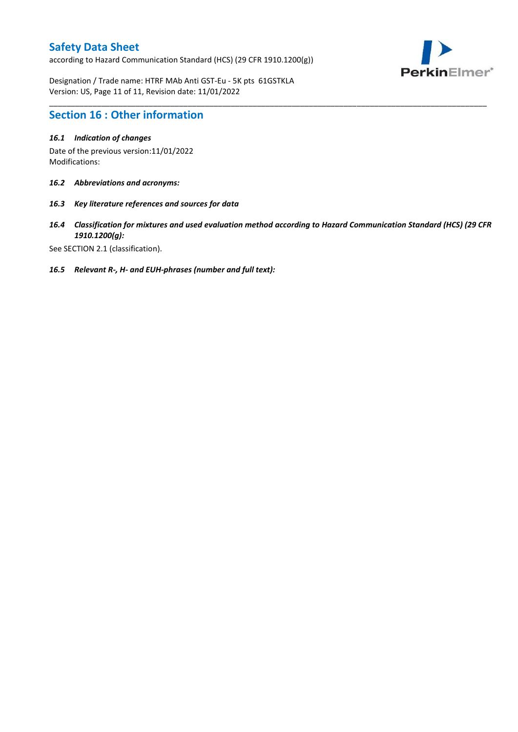## Section 16 : Other information

### *16.1 Indication of changes*

Date of the previous version:11/01/2022

Modifications:

### *16.2 Abbreviations and acronyms:*

### *16.3 Key literature references and sources for data*

### *16.4 Classification for mixtures and used evaluation method according to Hazard Communication Standard (HCS) (29 CFR 1910.1200(g):*

See SECTION 2.1 (classification).

### *16.5 Relevant R-, H- and EUH-phrases (number and full text):*